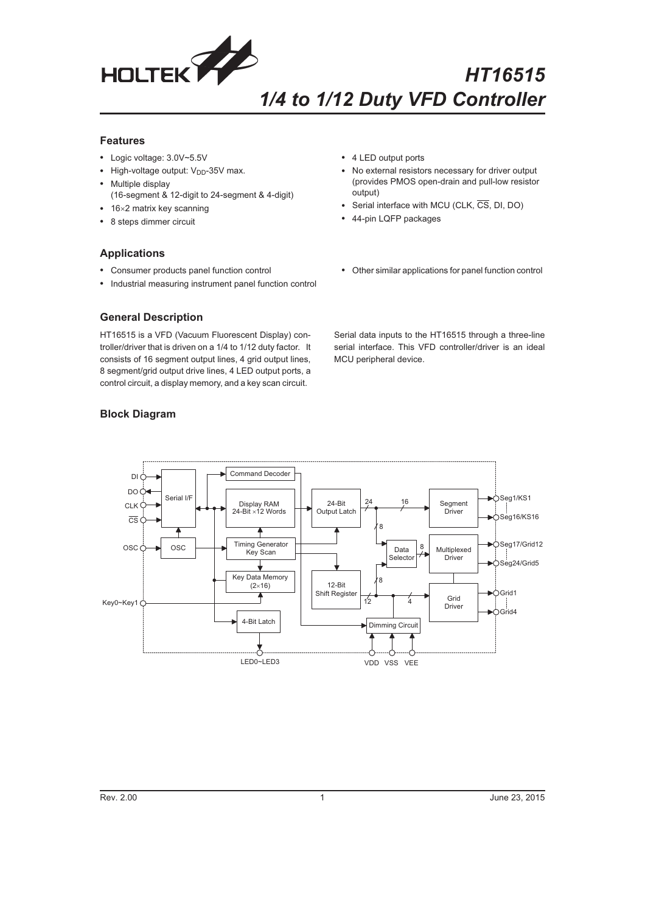# HT16515
## 1/4 to 1/12 Duty VFD Controller

### Features

- Logic voltage: 3.0V~5.5V
- High-voltage output: $V_{DD}$-35V max.
- Multiple display (16-segment & 12-digit to 24-segment & 4-digit)
- 16×2 matrix key scanning
- 8 steps dimmer circuit
- 4 LED output ports
- No external resistors necessary for driver output (provides PMOS open-drain and pull-low resistor output)
- Serial interface with MCU (CLK, $\overline{CS}$, DI, DO)
- 44-pin LQFP packages

### Applications

- Consumer products panel function control
- Industrial measuring instrument panel function control
- Other similar applications for panel function control

### General Description

HT16515 is a VFD (Vacuum Fluorescent Display) controller/driver that is driven on a 1/4 to 1/12 duty factor. It consists of 16 segment output lines, 4 grid output lines, 8 segment/grid output drive lines, 4 LED output ports, a control circuit, a display memory, and a key scan circuit.

Serial data inputs to the HT16515 through a three-line serial interface. This VFD controller/driver is an ideal MCU peripheral device.

### Block Diagram

DI, DO, CLK, $\overline{CS}$ — Serial I/F; OSC — OSC; Command Decoder; Display RAM 24-Bit ×12 Words; Timing Generator Key Scan; Key Data Memory (2×16); 4-Bit Latch; 24-Bit Output Latch; 12-Bit Shift Register; Data Selector; Dimming Circuit; Segment Driver; Multiplexed Driver; Grid Driver; Key0~Key1; LED0~LED3; VDD VSS VEE; Seg1/KS1 … Seg16/KS16; Seg17/Grid12 … Seg24/Grid5; Grid1 … Grid4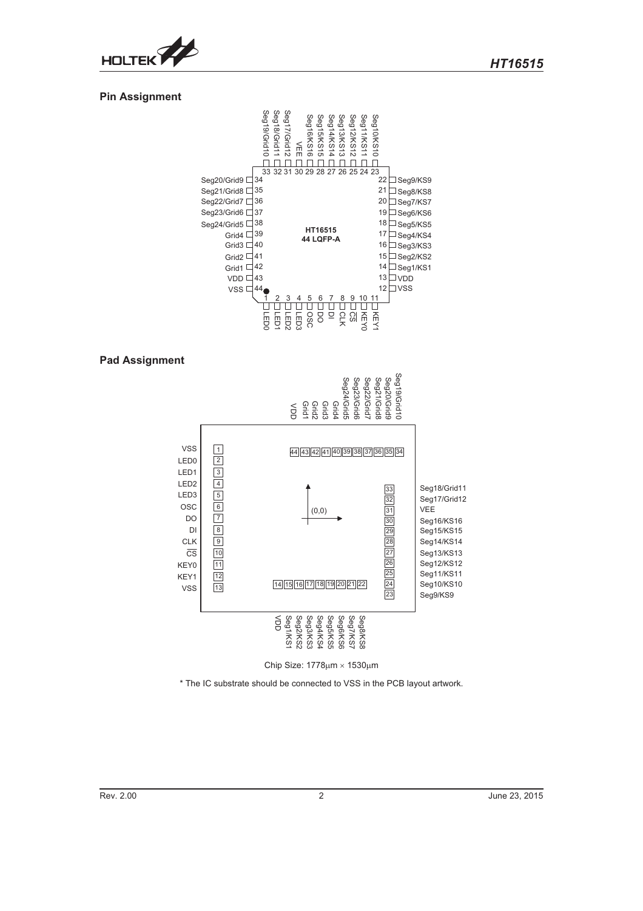## Pin Assignment

| Pin | Name | Pin | Name |
|---|---|---|---|
| 1 | LED0 | 23 | Seg10/KS10 |
| 2 | LED1 | 24 | Seg11/KS11 |
| 3 | LED2 | 25 | Seg12/KS12 |
| 4 | LED3 | 26 | Seg13/KS13 |
| 5 | OSC | 27 | Seg14/KS14 |
| 6 | DO | 28 | Seg15/KS15 |
| 7 | DI | 29 | Seg16/KS16 |
| 8 | CLK | 30 | VEE |
| 9 | CS | 31 | Seg17/Grid12 |
| 10 | KEY0 | 32 | Seg18/Grid11 |
| 11 | KEY1 | 33 | Seg19/Grid10 |
| 12 | VSS | 34 | Seg20/Grid9 |
| 13 | VDD | 35 | Seg21/Grid8 |
| 14 | Seg1/KS1 | 36 | Seg22/Grid7 |
| 15 | Seg2/KS2 | 37 | Seg23/Grid6 |
| 16 | Seg3/KS3 | 38 | Seg24/Grid5 |
| 17 | Seg4/KS4 | 39 | Grid4 |
| 18 | Seg5/KS5 | 40 | Grid3 |
| 19 | Seg6/KS6 | 41 | Grid2 |
| 20 | Seg7/KS7 | 42 | Grid1 |
| 21 | Seg8/KS8 | 43 | VDD |
| 22 | Seg9/KS9 | 44 | VSS |

HT16515
44 LQFP-A

## Pad Assignment

| Pad | Name | Pad | Name |
|---|---|---|---|
| 1 | VSS | 23 | Seg9/KS9 |
| 2 | LED0 | 24 | Seg10/KS10 |
| 3 | LED1 | 25 | Seg11/KS11 |
| 4 | LED2 | 26 | Seg12/KS12 |
| 5 | LED3 | 27 | Seg13/KS13 |
| 6 | OSC | 28 | Seg14/KS14 |
| 7 | DO | 29 | Seg15/KS15 |
| 8 | DI | 30 | Seg16/KS16 |
| 9 | CLK | 31 | VEE |
| 10 | CS | 32 | Seg17/Grid12 |
| 11 | KEY0 | 33 | Seg18/Grid11 |
| 12 | KEY1 | 34 | Seg19/Grid10 |
| 13 | VSS | 35 | Seg20/Grid9 |
| 14 | VDD | 36 | Seg21/Grid8 |
| 15 | Seg1/KS1 | 37 | Seg22/Grid7 |
| 16 | Seg2/KS2 | 38 | Seg23/Grid6 |
| 17 | Seg3/KS3 | 39 | Seg24/Grid5 |
| 18 | Seg4/KS4 | 40 | Grid4 |
| 19 | Seg5/KS5 | 41 | Grid3 |
| 20 | Seg6/KS6 | 42 | Grid2 |
| 21 | Seg7/KS7 | 43 | Grid1 |
| 22 | Seg8/KS8 | 44 | VDD |

(0,0)

Chip Size: 1778μm × 1530μm

\* The IC substrate should be connected to VSS in the PCB layout artwork.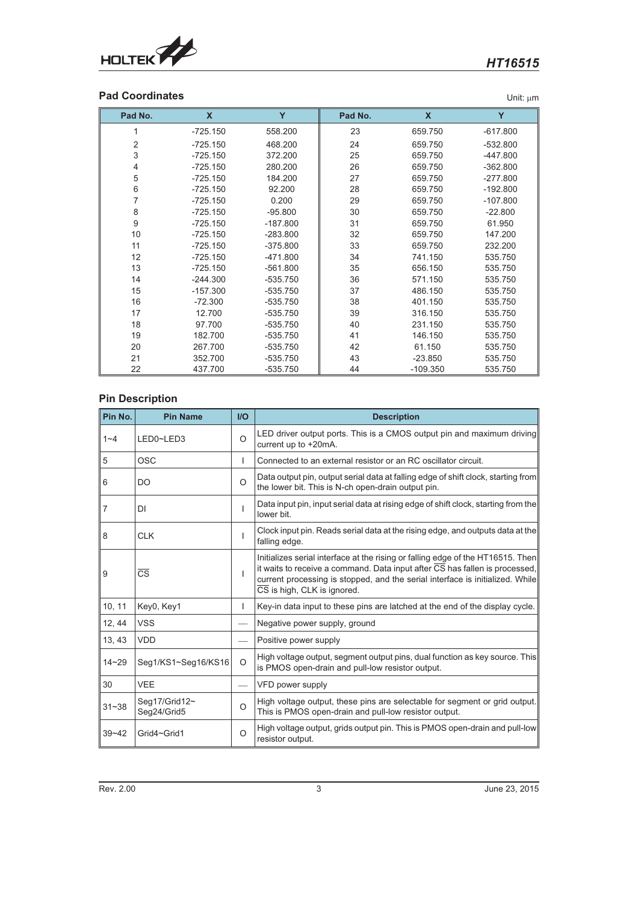## Pad Coordinates

Unit: μm

| Pad No. | X | Y | Pad No. | X | Y |
|---|---|---|---|---|---|
| 1 | -725.150 | 558.200 | 23 | 659.750 | -617.800 |
| 2 | -725.150 | 468.200 | 24 | 659.750 | -532.800 |
| 3 | -725.150 | 372.200 | 25 | 659.750 | -447.800 |
| 4 | -725.150 | 280.200 | 26 | 659.750 | -362.800 |
| 5 | -725.150 | 184.200 | 27 | 659.750 | -277.800 |
| 6 | -725.150 | 92.200 | 28 | 659.750 | -192.800 |
| 7 | -725.150 | 0.200 | 29 | 659.750 | -107.800 |
| 8 | -725.150 | -95.800 | 30 | 659.750 | -22.800 |
| 9 | -725.150 | -187.800 | 31 | 659.750 | 61.950 |
| 10 | -725.150 | -283.800 | 32 | 659.750 | 147.200 |
| 11 | -725.150 | -375.800 | 33 | 659.750 | 232.200 |
| 12 | -725.150 | -471.800 | 34 | 741.150 | 535.750 |
| 13 | -725.150 | -561.800 | 35 | 656.150 | 535.750 |
| 14 | -244.300 | -535.750 | 36 | 571.150 | 535.750 |
| 15 | -157.300 | -535.750 | 37 | 486.150 | 535.750 |
| 16 | -72.300 | -535.750 | 38 | 401.150 | 535.750 |
| 17 | 12.700 | -535.750 | 39 | 316.150 | 535.750 |
| 18 | 97.700 | -535.750 | 40 | 231.150 | 535.750 |
| 19 | 182.700 | -535.750 | 41 | 146.150 | 535.750 |
| 20 | 267.700 | -535.750 | 42 | 61.150 | 535.750 |
| 21 | 352.700 | -535.750 | 43 | -23.850 | 535.750 |
| 22 | 437.700 | -535.750 | 44 | -109.350 | 535.750 |

## Pin Description

| Pin No. | Pin Name | I/O | Description |
|---|---|---|---|
| 1~4 | LED0~LED3 | O | LED driver output ports. This is a CMOS output pin and maximum driving current up to +20mA. |
| 5 | OSC | I | Connected to an external resistor or an RC oscillator circuit. |
| 6 | DO | O | Data output pin, output serial data at falling edge of shift clock, starting from the lower bit. This is N-ch open-drain output pin. |
| 7 | DI | I | Data input pin, input serial data at rising edge of shift clock, starting from the lower bit. |
| 8 | CLK | I | Clock input pin. Reads serial data at the rising edge, and outputs data at the falling edge. |
| 9 | $\overline{CS}$ | I | Initializes serial interface at the rising or falling edge of the HT16515. Then it waits to receive a command. Data input after $\overline{CS}$ has fallen is processed, current processing is stopped, and the serial interface is initialized. While $\overline{CS}$ is high, CLK is ignored. |
| 10, 11 | Key0, Key1 | I | Key-in data input to these pins are latched at the end of the display cycle. |
| 12, 44 | VSS | — | Negative power supply, ground |
| 13, 43 | VDD | — | Positive power supply |
| 14~29 | Seg1/KS1~Seg16/KS16 | O | High voltage output, segment output pins, dual function as key source. This is PMOS open-drain and pull-low resistor output. |
| 30 | VEE | — | VFD power supply |
| 31~38 | Seg17/Grid12~ Seg24/Grid5 | O | High voltage output, these pins are selectable for segment or grid output. This is PMOS open-drain and pull-low resistor output. |
| 39~42 | Grid4~Grid1 | O | High voltage output, grids output pin. This is PMOS open-drain and pull-low resistor output. |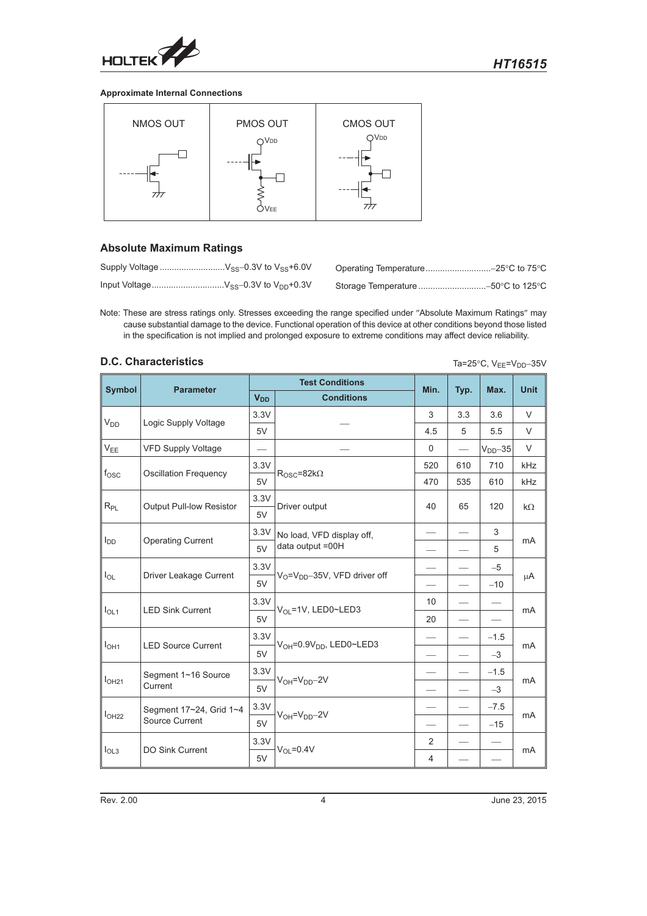**Approximate Internal Connections**

| NMOS OUT | PMOS OUT | CMOS OUT |
|---|---|---|

## Absolute Maximum Ratings

Supply Voltage ........................ $V_{SS}$−0.3V to $V_{SS}$+6.0V

Input Voltage ........................ $V_{SS}$−0.3V to $V_{DD}$+0.3V

Operating Temperature ........................ −25°C to 75°C

Storage Temperature ........................ −50°C to 125°C

Note: These are stress ratings only. Stresses exceeding the range specified under "Absolute Maximum Ratings" may cause substantial damage to the device. Functional operation of this device at other conditions beyond those listed in the specification is not implied and prolonged exposure to extreme conditions may affect device reliability.

## D.C. Characteristics

Ta=25°C, $V_{EE}$=$V_{DD}$−35V

| Symbol | Parameter | Test Conditions | | Min. | Typ. | Max. | Unit |
|---|---|---|---|---|---|---|---|
| | | $V_{DD}$ | Conditions | | | | |
| $V_{DD}$ | Logic Supply Voltage | 3.3V | — | 3 | 3.3 | 3.6 | V |
| | | 5V | | 4.5 | 5 | 5.5 | V |
| $V_{EE}$ | VFD Supply Voltage | — | — | 0 | — | $V_{DD}$−35 | V |
| $f_{OSC}$ | Oscillation Frequency | 3.3V | $R_{OSC}$=82kΩ | 520 | 610 | 710 | kHz |
| | | 5V | | 470 | 535 | 610 | kHz |
| $R_{PL}$ | Output Pull-low Resistor | 3.3V | Driver output | 40 | 65 | 120 | kΩ |
| | | 5V | | | | | |
| $I_{DD}$ | Operating Current | 3.3V | No load, VFD display off, data output =00H | — | — | 3 | mA |
| | | 5V | | — | — | 5 | |
| $I_{OL}$ | Driver Leakage Current | 3.3V | $V_O$=$V_{DD}$−35V, VFD driver off | — | — | −5 | μA |
| | | 5V | | — | — | −10 | |
| $I_{OL1}$ | LED Sink Current | 3.3V | $V_{OL}$=1V, LED0~LED3 | 10 | — | — | mA |
| | | 5V | | 20 | — | — | |
| $I_{OH1}$ | LED Source Current | 3.3V | $V_{OH}$=0.9$V_{DD}$, LED0~LED3 | — | — | −1.5 | mA |
| | | 5V | | — | — | −3 | |
| $I_{OH21}$ | Segment 1~16 Source Current | 3.3V | $V_{OH}$=$V_{DD}$−2V | — | — | −1.5 | mA |
| | | 5V | | — | — | −3 | |
| $I_{OH22}$ | Segment 17~24, Grid 1~4 Source Current | 3.3V | $V_{OH}$=$V_{DD}$−2V | — | — | −7.5 | mA |
| | | 5V | | — | — | −15 | |
| $I_{OL3}$ | DO Sink Current | 3.3V | $V_{OL}$=0.4V | 2 | — | — | mA |
| | | 5V | | 4 | — | — | |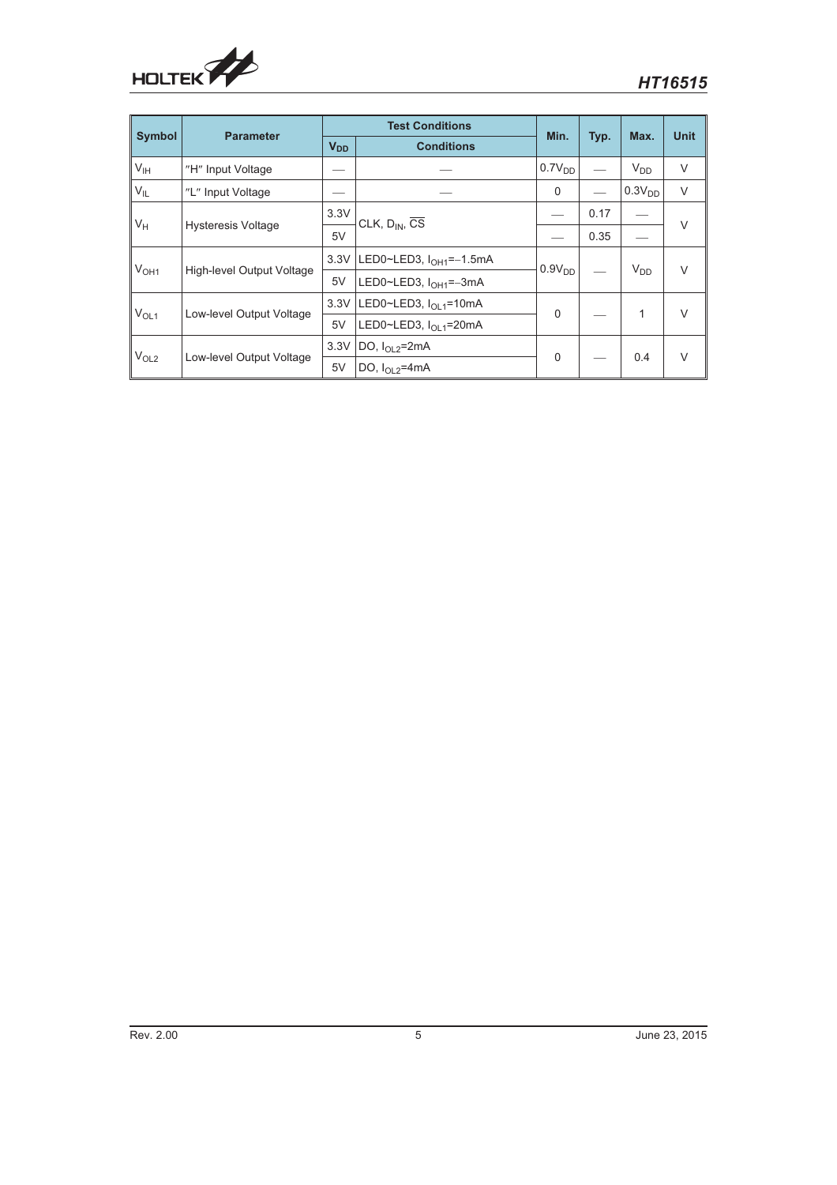| Symbol | Parameter | Test Conditions | | Min. | Typ. | Max. | Unit |
|---|---|---|---|---|---|---|---|
| | | $V_{DD}$ | Conditions | | | | |
| $V_{IH}$ | "H" Input Voltage | — | — | $0.7V_{DD}$ | — | $V_{DD}$ | V |
| $V_{IL}$ | "L" Input Voltage | — | — | 0 | — | $0.3V_{DD}$ | V |
| $V_H$ | Hysteresis Voltage | 3.3V | CLK, $D_{IN}$, $\overline{CS}$ | — | 0.17 | — | V |
| | | 5V | | — | 0.35 | — | |
| $V_{OH1}$ | High-level Output Voltage | 3.3V | LED0~LED3, $I_{OH1}$=−1.5mA | $0.9V_{DD}$ | — | $V_{DD}$ | V |
| | | 5V | LED0~LED3, $I_{OH1}$=−3mA | | | | |
| $V_{OL1}$ | Low-level Output Voltage | 3.3V | LED0~LED3, $I_{OL1}$=10mA | 0 | — | 1 | V |
| | | 5V | LED0~LED3, $I_{OL1}$=20mA | | | | |
| $V_{OL2}$ | Low-level Output Voltage | 3.3V | DO, $I_{OL2}$=2mA | 0 | — | 0.4 | V |
| | | 5V | DO, $I_{OL2}$=4mA | | | | |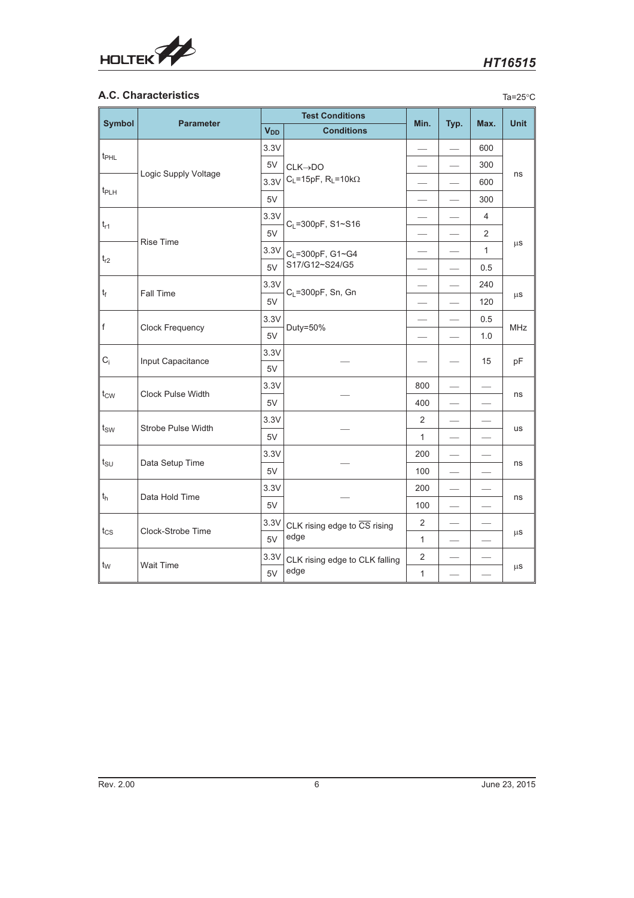## A.C. Characteristics

Ta=25°C

| Symbol | Parameter | Test Conditions | | Min. | Typ. | Max. | Unit |
|---|---|---|---|---|---|---|---|
| | | $V_{DD}$ | Conditions | | | | |
| $t_{PHL}$ | Logic Supply Voltage | 3.3V | CLK→DO<br>$C_L$=15pF, $R_L$=10kΩ | — | — | 600 | ns |
| | | 5V | | — | — | 300 | |
| $t_{PLH}$ | | 3.3V | | — | — | 600 | |
| | | 5V | | — | — | 300 | |
| $t_{r1}$ | Rise Time | 3.3V | $C_L$=300pF, S1~S16 | — | — | 4 | μs |
| | | 5V | | — | — | 2 | |
| $t_{r2}$ | | 3.3V | $C_L$=300pF, G1~G4<br>S17/G12~S24/G5 | — | — | 1 | |
| | | 5V | | — | — | 0.5 | |
| $t_f$ | Fall Time | 3.3V | $C_L$=300pF, Sn, Gn | — | — | 240 | μs |
| | | 5V | | — | — | 120 | |
| f | Clock Frequency | 3.3V | Duty=50% | — | — | 0.5 | MHz |
| | | 5V | | — | — | 1.0 | |
| $C_i$ | Input Capacitance | 3.3V | — | — | — | 15 | pF |
| | | 5V | | | | | |
| $t_{CW}$ | Clock Pulse Width | 3.3V | — | 800 | — | — | ns |
| | | 5V | | 400 | — | — | |
| $t_{SW}$ | Strobe Pulse Width | 3.3V | — | 2 | — | — | us |
| | | 5V | | 1 | — | — | |
| $t_{SU}$ | Data Setup Time | 3.3V | — | 200 | — | — | ns |
| | | 5V | | 100 | — | — | |
| $t_h$ | Data Hold Time | 3.3V | — | 200 | — | — | ns |
| | | 5V | | 100 | — | — | |
| $t_{CS}$ | Clock-Strobe Time | 3.3V | CLK rising edge to $\overline{CS}$ rising edge | 2 | — | — | μs |
| | | 5V | | 1 | — | — | |
| $t_W$ | Wait Time | 3.3V | CLK rising edge to CLK falling edge | 2 | — | — | μs |
| | | 5V | | 1 | — | — | |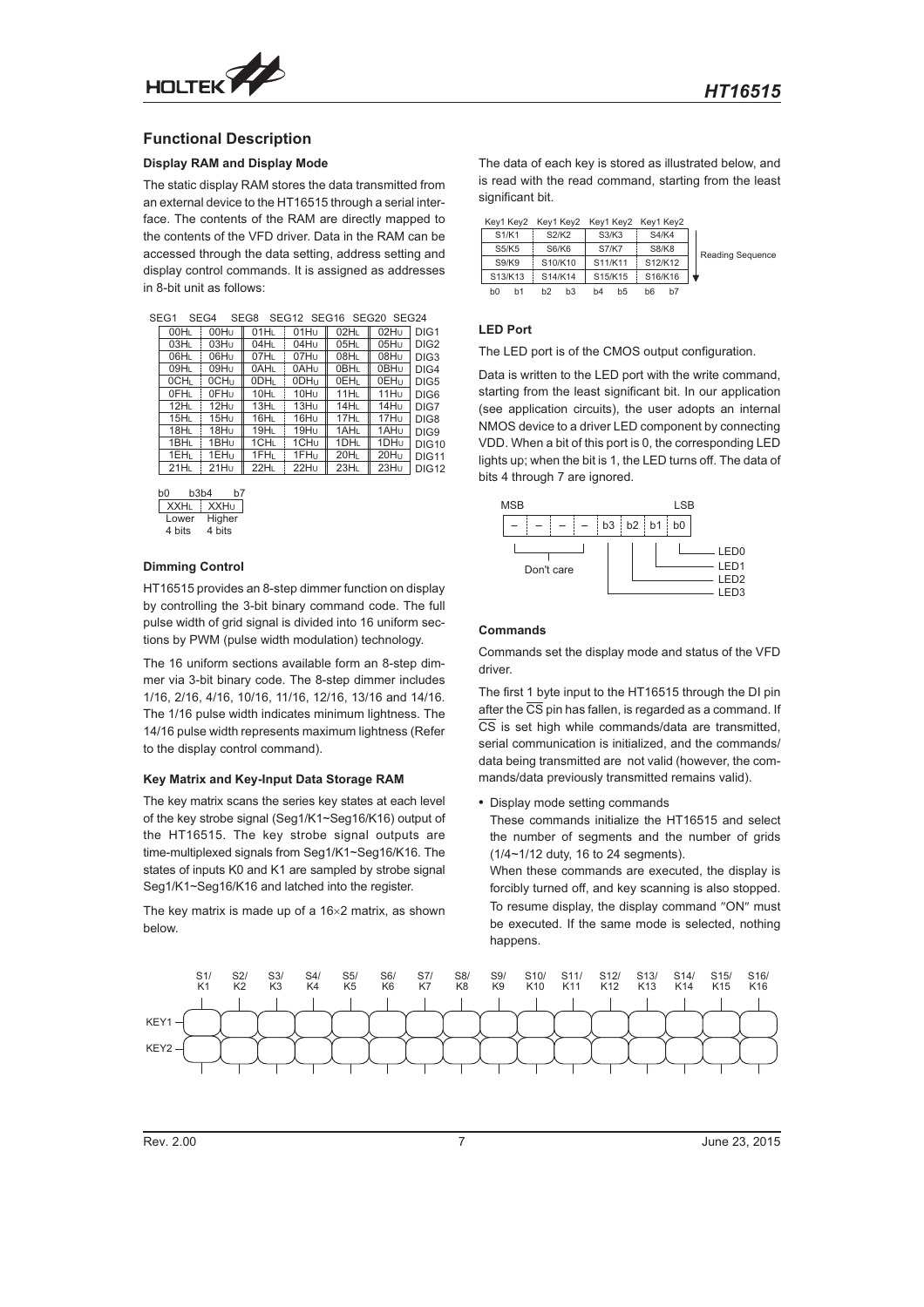## Functional Description

### Display RAM and Display Mode

The static display RAM stores the data transmitted from an external device to the HT16515 through a serial interface. The contents of the RAM are directly mapped to the contents of the VFD driver. Data in the RAM can be accessed through the data setting, address setting and display control commands. It is assigned as addresses in 8-bit unit as follows:

| SEG1 | SEG4 | SEG8 | SEG12 | SEG16 | SEG20 | SEG24 |
|---|---|---|---|---|---|---|
| 00HL | 00HU | 01HL | 01HU | 02HL | 02HU | DIG1 |
| 03HL | 03HU | 04HL | 04HU | 05HL | 05HU | DIG2 |
| 06HL | 06HU | 07HL | 07HU | 08HL | 08HU | DIG3 |
| 09HL | 09HU | 0AHL | 0AHU | 0BHL | 0BHU | DIG4 |
| 0CHL | 0CHU | 0DHL | 0DHU | 0EHL | 0EHU | DIG5 |
| 0FHL | 0FHU | 10HL | 10HU | 11HL | 11HU | DIG6 |
| 12HL | 12HU | 13HL | 13HU | 14HL | 14HU | DIG7 |
| 15HL | 15HU | 16HL | 16HU | 17HL | 17HU | DIG8 |
| 18HL | 18HU | 19HL | 19HU | 1AHL | 1AHU | DIG9 |
| 1BHL | 1BHU | 1CHL | 1CHU | 1DHL | 1DHU | DIG10 |
| 1EHL | 1EHU | 1FHL | 1FHU | 20HL | 20HU | DIG11 |
| 21HL | 21HU | 22HL | 22HU | 23HL | 23HU | DIG12 |

| b0 b3 | b4 b7 |
|---|---|
| XXHL | XXHU |
| Lower 4 bits | Higher 4 bits |

### Dimming Control

HT16515 provides an 8-step dimmer function on display by controlling the 3-bit binary command code. The full pulse width of grid signal is divided into 16 uniform sections by PWM (pulse width modulation) technology.

The 16 uniform sections available form an 8-step dimmer via 3-bit binary code. The 8-step dimmer includes 1/16, 2/16, 4/16, 10/16, 11/16, 12/16, 13/16 and 14/16. The 1/16 pulse width indicates minimum lightness. The 14/16 pulse width represents maximum lightness (Refer to the display control command).

### Key Matrix and Key-Input Data Storage RAM

The key matrix scans the series key states at each level of the key strobe signal (Seg1/K1~Seg16/K16) output of the HT16515. The key strobe signal outputs are time-multiplexed signals from Seg1/K1~Seg16/K16. The states of inputs K0 and K1 are sampled by strobe signal Seg1/K1~Seg16/K16 and latched into the register.

The key matrix is made up of a 16×2 matrix, as shown below.

S1/K1 S2/K2 S3/K3 S4/K4 S5/K5 S6/K6 S7/K7 S8/K8 S9/K9 S10/K10 S11/K11 S12/K12 S13/K13 S14/K14 S15/K15 S16/K16

KEY1

KEY2

The data of each key is stored as illustrated below, and is read with the read command, starting from the least significant bit.

| Key1 Key2 | Key1 Key2 | Key1 Key2 | Key1 Key2 |
|---|---|---|---|
| S1/K1 | S2/K2 | S3/K3 | S4/K4 |
| S5/K5 | S6/K6 | S7/K7 | S8/K8 |
| S9/K9 | S10/K10 | S11/K11 | S12/K12 |
| S13/K13 | S14/K14 | S15/K15 | S16/K16 |
| b0 b1 | b2 b3 | b4 b5 | b6 b7 |

Reading Sequence ↓

### LED Port

The LED port is of the CMOS output configuration.

Data is written to the LED port with the write command, starting from the least significant bit. In our application (see application circuits), the user adopts an internal NMOS device to a driver LED component by connecting VDD. When a bit of this port is 0, the corresponding LED lights up; when the bit is 1, the LED turns off. The data of bits 4 through 7 are ignored.

| MSB | | | | | | | LSB |
|---|---|---|---|---|---|---|---|
| – | – | – | – | b3 | b2 | b1 | b0 |
| Don't care | | | | LED3 | LED2 | LED1 | LED0 |

### Commands

Commands set the display mode and status of the VFD driver.

The first 1 byte input to the HT16515 through the DI pin after the $\overline{CS}$ pin has fallen, is regarded as a command. If $\overline{CS}$ is set high while commands/data are transmitted, serial communication is initialized, and the commands/data being transmitted are not valid (however, the commands/data previously transmitted remains valid).

- Display mode setting commands

  These commands initialize the HT16515 and select the number of segments and the number of grids (1/4~1/12 duty, 16 to 24 segments).

  When these commands are executed, the display is forcibly turned off, and key scanning is also stopped. To resume display, the display command "ON" must be executed. If the same mode is selected, nothing happens.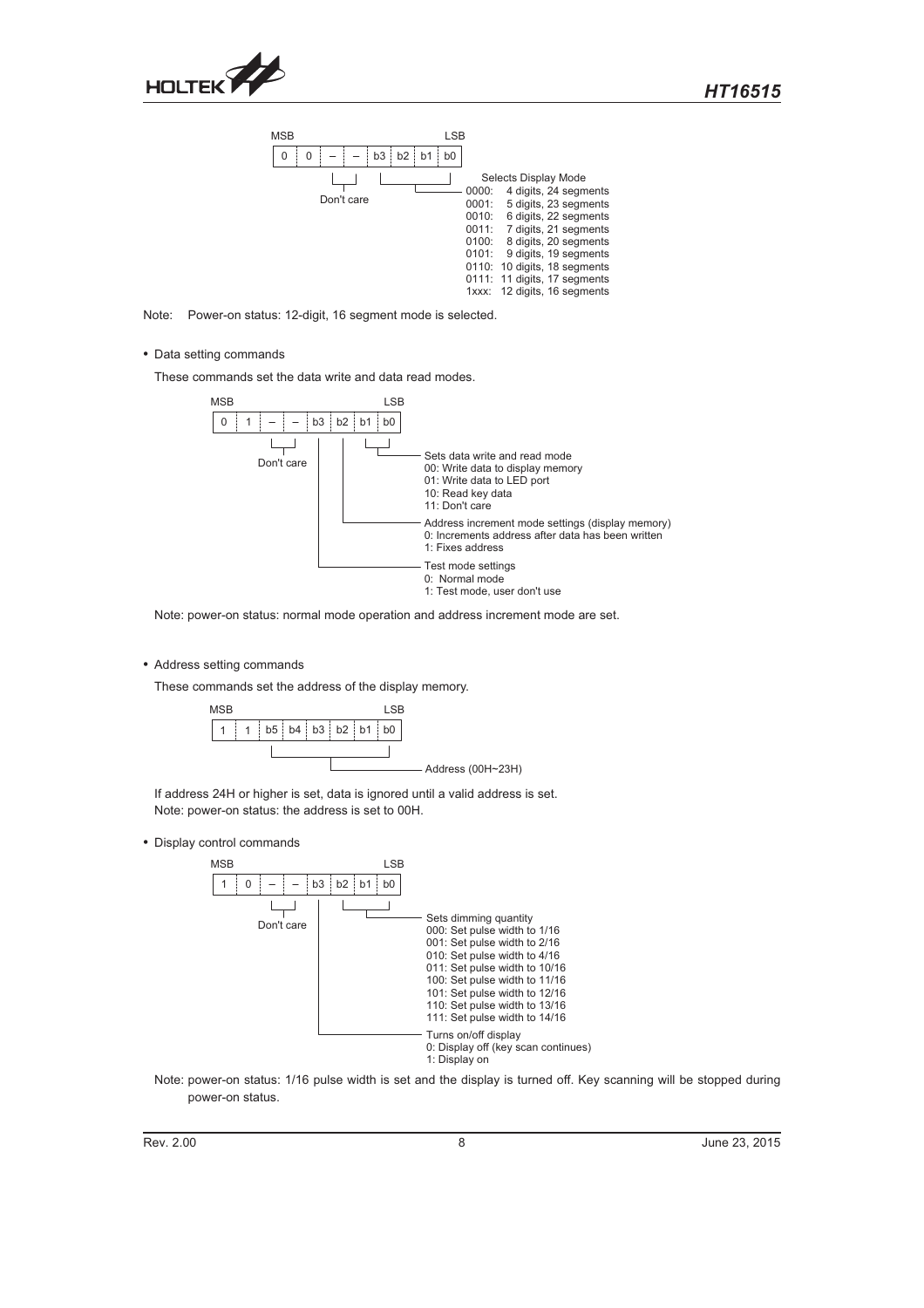| MSB | | | | | | | LSB |
|---|---|---|---|---|---|---|---|
| 0 | 0 | – | – | b3 | b2 | b1 | b0 |

- Bits 5–4: Don't care
- b3–b0: Selects Display Mode
  - 0000: 4 digits, 24 segments
  - 0001: 5 digits, 23 segments
  - 0010: 6 digits, 22 segments
  - 0011: 7 digits, 21 segments
  - 0100: 8 digits, 20 segments
  - 0101: 9 digits, 19 segments
  - 0110: 10 digits, 18 segments
  - 0111: 11 digits, 17 segments
  - 1xxx: 12 digits, 16 segments

Note: Power-on status: 12-digit, 16 segment mode is selected.

- Data setting commands

These commands set the data write and data read modes.

| MSB | | | | | | | LSB |
|---|---|---|---|---|---|---|---|
| 0 | 1 | – | – | b3 | b2 | b1 | b0 |

- Bits 5–4: Don't care
- b1–b0: Sets data write and read mode
  - 00: Write data to display memory
  - 01: Write data to LED port
  - 10: Read key data
  - 11: Don't care
- b2: Address increment mode settings (display memory)
  - 0: Increments address after data has been written
  - 1: Fixes address
- b3: Test mode settings
  - 0: Normal mode
  - 1: Test mode, user don't use

Note: power-on status: normal mode operation and address increment mode are set.

- Address setting commands

These commands set the address of the display memory.

| MSB | | | | | | | LSB |
|---|---|---|---|---|---|---|---|
| 1 | 1 | b5 | b4 | b3 | b2 | b1 | b0 |

- b5–b0: Address (00H~23H)

If address 24H or higher is set, data is ignored until a valid address is set.
Note: power-on status: the address is set to 00H.

- Display control commands

| MSB | | | | | | | LSB |
|---|---|---|---|---|---|---|---|
| 1 | 0 | – | – | b3 | b2 | b1 | b0 |

- Bits 5–4: Don't care
- b2–b0: Sets dimming quantity
  - 000: Set pulse width to 1/16
  - 001: Set pulse width to 2/16
  - 010: Set pulse width to 4/16
  - 011: Set pulse width to 10/16
  - 100: Set pulse width to 11/16
  - 101: Set pulse width to 12/16
  - 110: Set pulse width to 13/16
  - 111: Set pulse width to 14/16
- b3: Turns on/off display
  - 0: Display off (key scan continues)
  - 1: Display on

Note: power-on status: 1/16 pulse width is set and the display is turned off. Key scanning will be stopped during power-on status.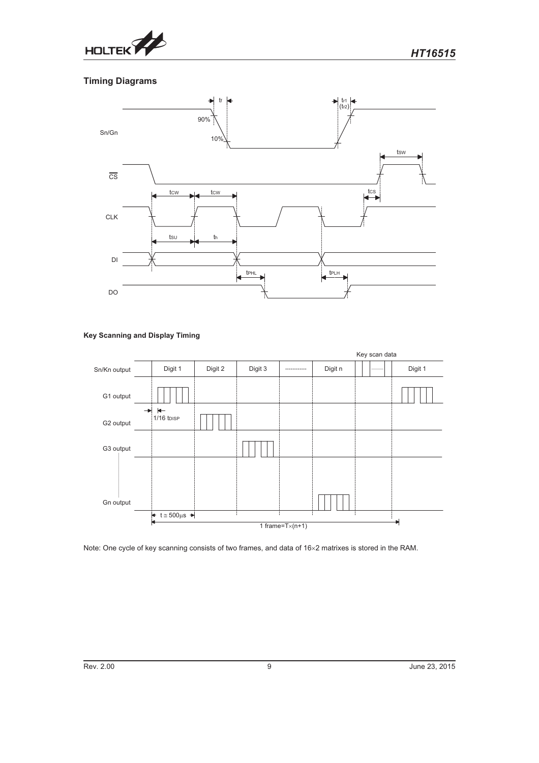## Timing Diagrams

### Key Scanning and Display Timing

Note: One cycle of key scanning consists of two frames, and data of 16×2 matrixes is stored in the RAM.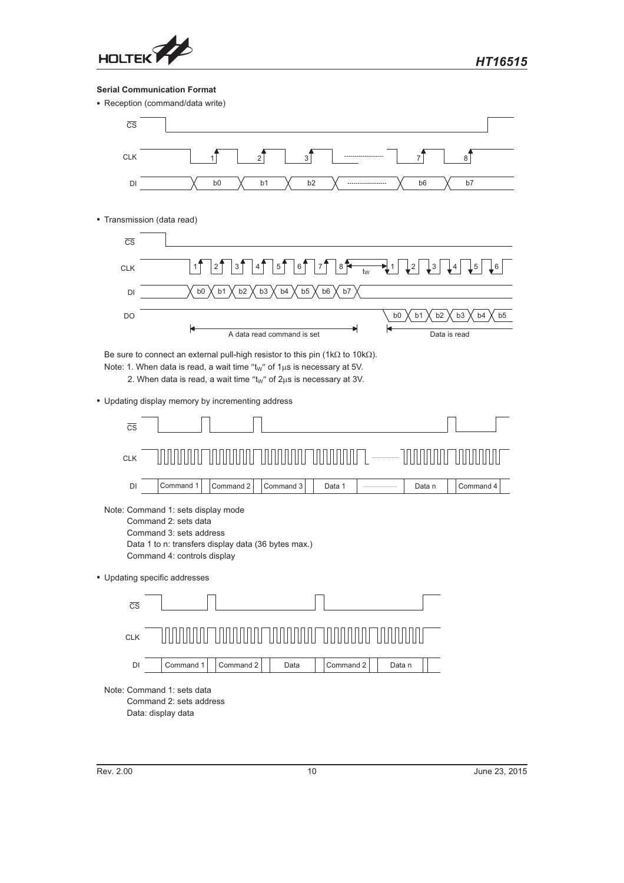### Serial Communication Format

- Reception (command/data write)

- Transmission (data read)

Be sure to connect an external pull-high resistor to this pin (1kΩ to 10kΩ).

Note: 1. When data is read, a wait time "$t_W$" of 1μs is necessary at 5V.

2. When data is read, a wait time "$t_W$" of 2μs is necessary at 3V.

- Updating display memory by incrementing address

Note: Command 1: sets display mode

Command 2: sets data

Command 3: sets address

Data 1 to n: transfers display data (36 bytes max.)

Command 4: controls display

- Updating specific addresses

Note: Command 1: sets data

Command 2: sets address

Data: display data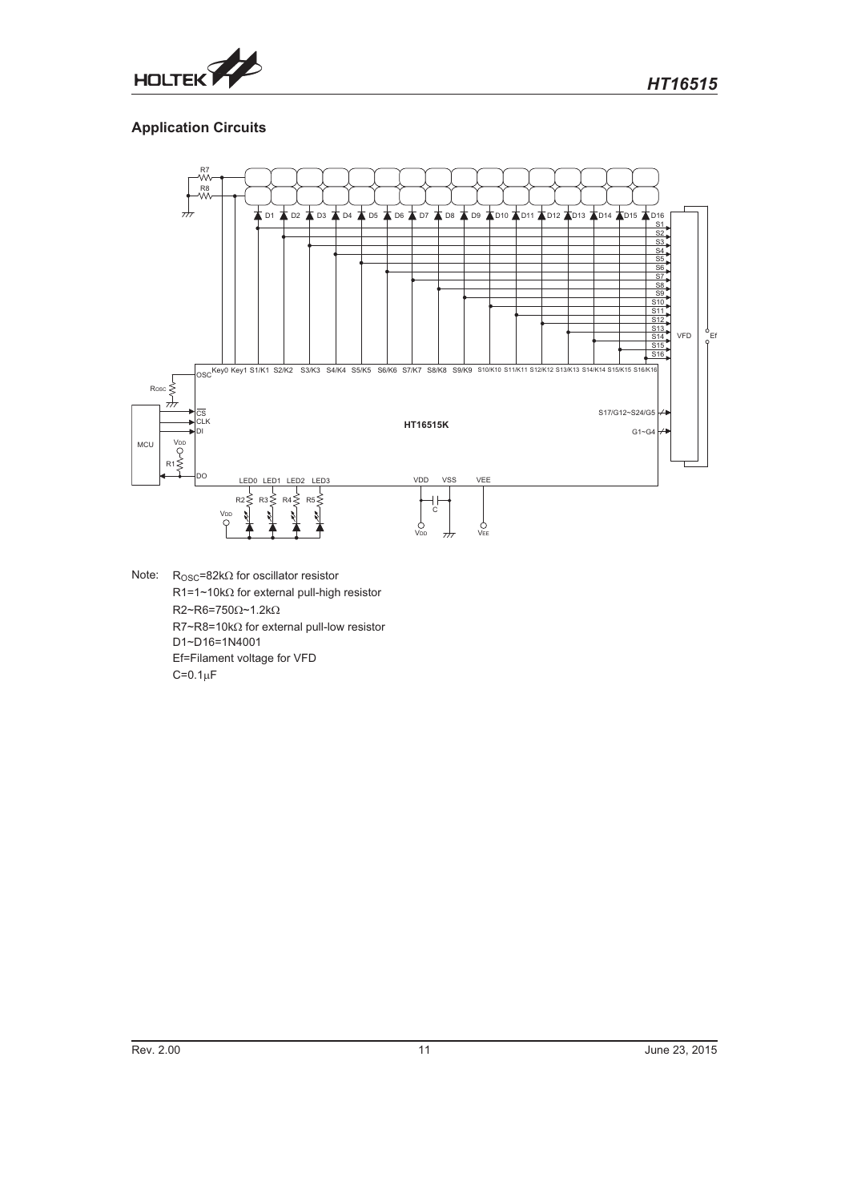## Application Circuits

Note: $R_{OSC}$=82kΩ for oscillator resistor

R1=1~10kΩ for external pull-high resistor

R2~R6=750Ω~1.2kΩ

R7~R8=10kΩ for external pull-low resistor

D1~D16=1N4001

Ef=Filament voltage for VFD

C=0.1μF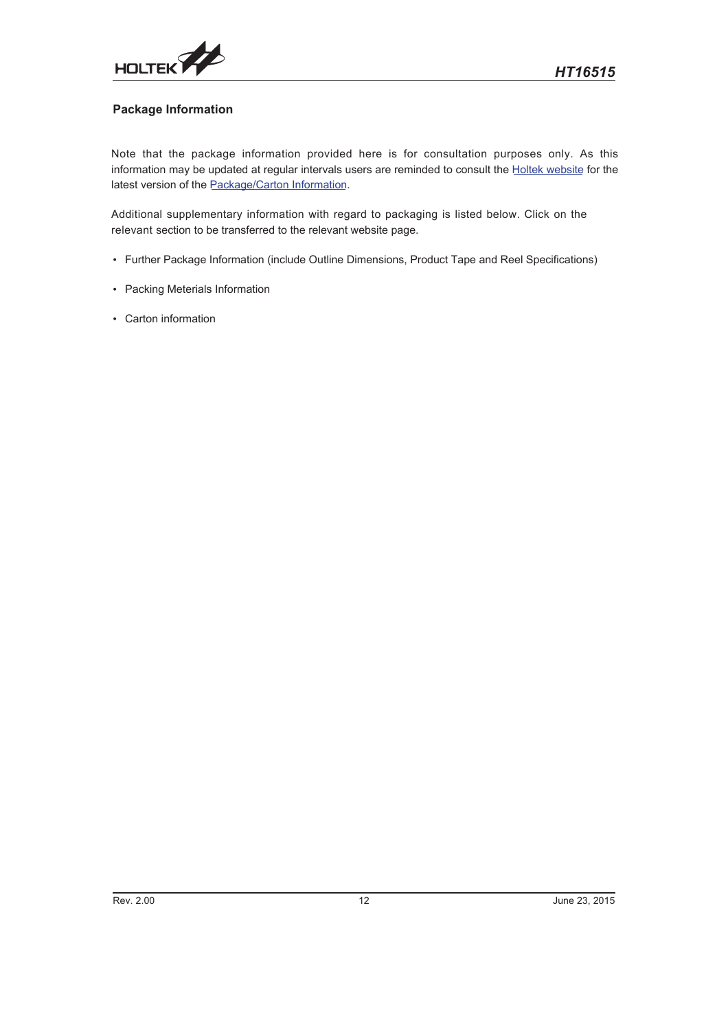## Package Information

Note that the package information provided here is for consultation purposes only. As this information may be updated at regular intervals users are reminded to consult the Holtek website for the latest version of the Package/Carton Information.

Additional supplementary information with regard to packaging is listed below. Click on the relevant section to be transferred to the relevant website page.

- Further Package Information (include Outline Dimensions, Product Tape and Reel Specifications)
- Packing Meterials Information
- Carton information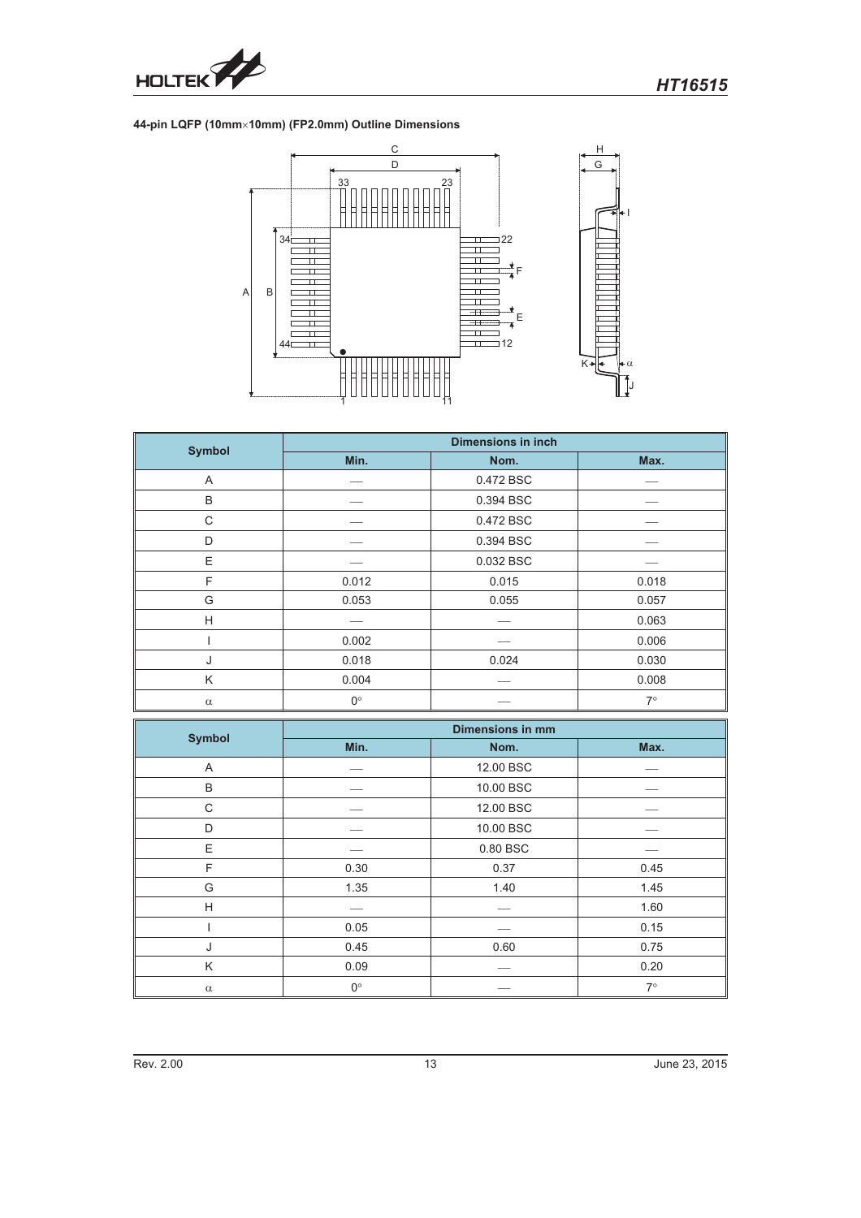## 44-pin LQFP (10mm×10mm) (FP2.0mm) Outline Dimensions

| Symbol | Dimensions in inch | | |
|---|---|---|---|
| | Min. | Nom. | Max. |
| A | — | 0.472 BSC | — |
| B | — | 0.394 BSC | — |
| C | — | 0.472 BSC | — |
| D | — | 0.394 BSC | — |
| E | — | 0.032 BSC | — |
| F | 0.012 | 0.015 | 0.018 |
| G | 0.053 | 0.055 | 0.057 |
| H | — | — | 0.063 |
| I | 0.002 | — | 0.006 |
| J | 0.018 | 0.024 | 0.030 |
| K | 0.004 | — | 0.008 |
| α | 0° | — | 7° |

| Symbol | Dimensions in mm | | |
|---|---|---|---|
| | Min. | Nom. | Max. |
| A | — | 12.00 BSC | — |
| B | — | 10.00 BSC | — |
| C | — | 12.00 BSC | — |
| D | — | 10.00 BSC | — |
| E | — | 0.80 BSC | — |
| F | 0.30 | 0.37 | 0.45 |
| G | 1.35 | 1.40 | 1.45 |
| H | — | — | 1.60 |
| I | 0.05 | — | 0.15 |
| J | 0.45 | 0.60 | 0.75 |
| K | 0.09 | — | 0.20 |
| α | 0° | — | 7° |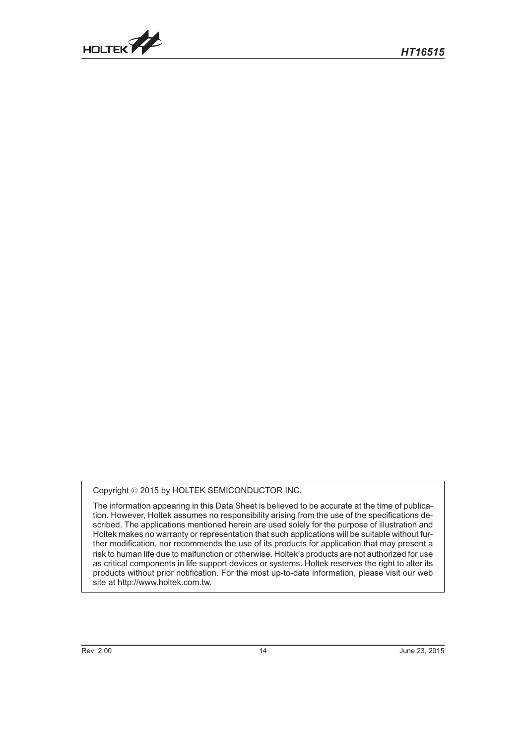Copyright © 2015 by HOLTEK SEMICONDUCTOR INC.

The information appearing in this Data Sheet is believed to be accurate at the time of publication. However, Holtek assumes no responsibility arising from the use of the specifications described. The applications mentioned herein are used solely for the purpose of illustration and Holtek makes no warranty or representation that such applications will be suitable without further modification, nor recommends the use of its products for application that may present a risk to human life due to malfunction or otherwise. Holtek's products are not authorized for use as critical components in life support devices or systems. Holtek reserves the right to alter its products without prior notification. For the most up-to-date information, please visit our web site at http://www.holtek.com.tw.